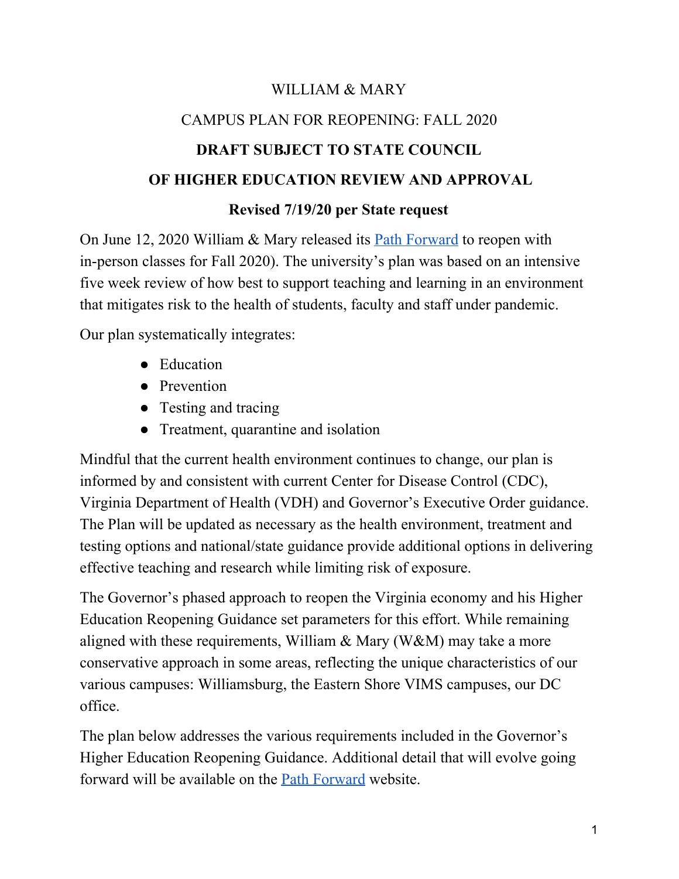# WILLIAM & MARY

## CAMPUS PLAN FOR REOPENING: FALL 2020

## DRAFT SUBJECT TO STATE COUNCIL OF HIGHER EDUCATION REVIEW AND APPROVAL

### Revised 7/19/20 per State request

On June 12, 2020 William & Mary released its [Path Forward](#) to reopen with in-person classes for Fall 2020). The university's plan was based on an intensive five week review of how best to support teaching and learning in an environment that mitigates risk to the health of students, faculty and staff under pandemic.

Our plan systematically integrates:

- Education
- Prevention
- Testing and tracing
- Treatment, quarantine and isolation

Mindful that the current health environment continues to change, our plan is informed by and consistent with current Center for Disease Control (CDC), Virginia Department of Health (VDH) and Governor's Executive Order guidance. The Plan will be updated as necessary as the health environment, treatment and testing options and national/state guidance provide additional options in delivering effective teaching and research while limiting risk of exposure.

The Governor's phased approach to reopen the Virginia economy and his Higher Education Reopening Guidance set parameters for this effort. While remaining aligned with these requirements, William & Mary (W&M) may take a more conservative approach in some areas, reflecting the unique characteristics of our various campuses: Williamsburg, the Eastern Shore VIMS campuses, our DC office.

The plan below addresses the various requirements included in the Governor's Higher Education Reopening Guidance. Additional detail that will evolve going forward will be available on the [Path Forward](#) website.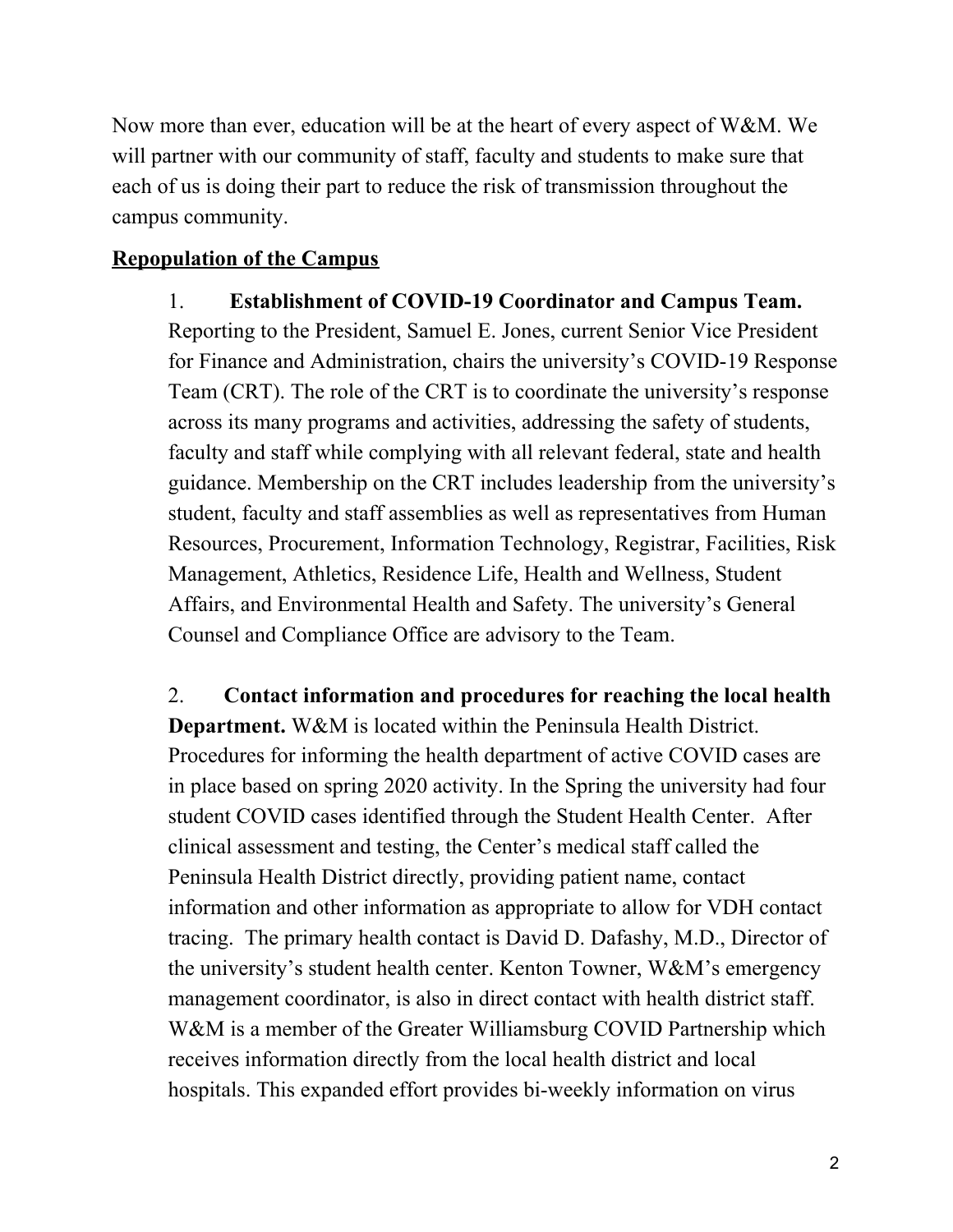Now more than ever, education will be at the heart of every aspect of W&M. We will partner with our community of staff, faculty and students to make sure that each of us is doing their part to reduce the risk of transmission throughout the campus community.

**Repopulation of the Campus**

1. **Establishment of COVID-19 Coordinator and Campus Team.** Reporting to the President, Samuel E. Jones, current Senior Vice President for Finance and Administration, chairs the university's COVID-19 Response Team (CRT). The role of the CRT is to coordinate the university's response across its many programs and activities, addressing the safety of students, faculty and staff while complying with all relevant federal, state and health guidance. Membership on the CRT includes leadership from the university's student, faculty and staff assemblies as well as representatives from Human Resources, Procurement, Information Technology, Registrar, Facilities, Risk Management, Athletics, Residence Life, Health and Wellness, Student Affairs, and Environmental Health and Safety. The university's General Counsel and Compliance Office are advisory to the Team.

2. **Contact information and procedures for reaching the local health Department.** W&M is located within the Peninsula Health District. Procedures for informing the health department of active COVID cases are in place based on spring 2020 activity. In the Spring the university had four student COVID cases identified through the Student Health Center. After clinical assessment and testing, the Center's medical staff called the Peninsula Health District directly, providing patient name, contact information and other information as appropriate to allow for VDH contact tracing. The primary health contact is David D. Dafashy, M.D., Director of the university's student health center. Kenton Towner, W&M's emergency management coordinator, is also in direct contact with health district staff. W&M is a member of the Greater Williamsburg COVID Partnership which receives information directly from the local health district and local hospitals. This expanded effort provides bi-weekly information on virus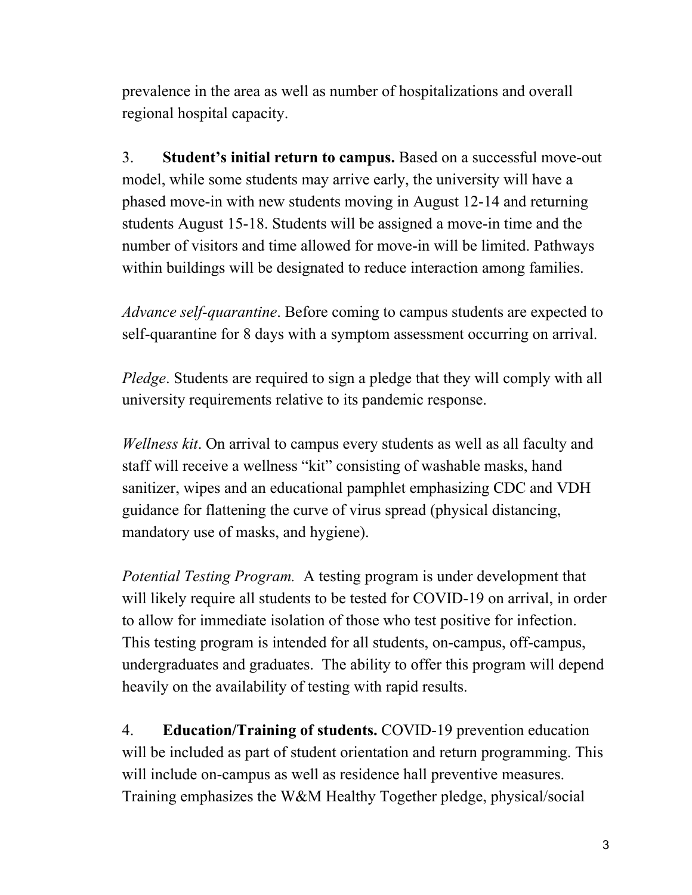prevalence in the area as well as number of hospitalizations and overall regional hospital capacity.

3. **Student's initial return to campus.** Based on a successful move-out model, while some students may arrive early, the university will have a phased move-in with new students moving in August 12-14 and returning students August 15-18. Students will be assigned a move-in time and the number of visitors and time allowed for move-in will be limited. Pathways within buildings will be designated to reduce interaction among families.

*Advance self-quarantine*. Before coming to campus students are expected to self-quarantine for 8 days with a symptom assessment occurring on arrival.

*Pledge*. Students are required to sign a pledge that they will comply with all university requirements relative to its pandemic response.

*Wellness kit*. On arrival to campus every students as well as all faculty and staff will receive a wellness "kit" consisting of washable masks, hand sanitizer, wipes and an educational pamphlet emphasizing CDC and VDH guidance for flattening the curve of virus spread (physical distancing, mandatory use of masks, and hygiene).

*Potential Testing Program.* A testing program is under development that will likely require all students to be tested for COVID-19 on arrival, in order to allow for immediate isolation of those who test positive for infection. This testing program is intended for all students, on-campus, off-campus, undergraduates and graduates. The ability to offer this program will depend heavily on the availability of testing with rapid results.

4. **Education/Training of students.** COVID-19 prevention education will be included as part of student orientation and return programming. This will include on-campus as well as residence hall preventive measures. Training emphasizes the W&M Healthy Together pledge, physical/social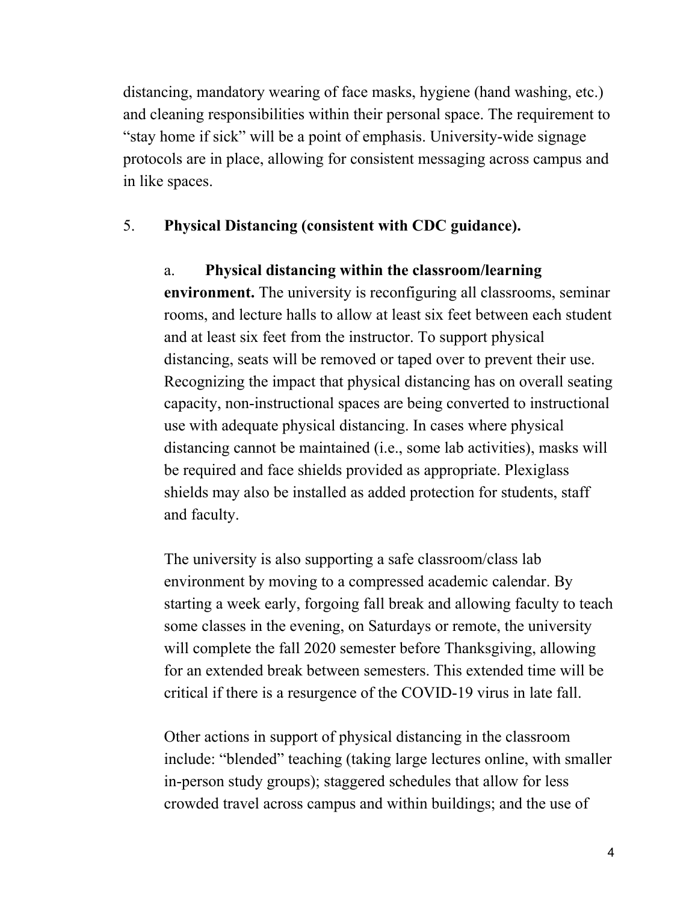distancing, mandatory wearing of face masks, hygiene (hand washing, etc.) and cleaning responsibilities within their personal space. The requirement to "stay home if sick" will be a point of emphasis. University-wide signage protocols are in place, allowing for consistent messaging across campus and in like spaces.

5. **Physical Distancing (consistent with CDC guidance).**

   a. **Physical distancing within the classroom/learning environment.** The university is reconfiguring all classrooms, seminar rooms, and lecture halls to allow at least six feet between each student and at least six feet from the instructor. To support physical distancing, seats will be removed or taped over to prevent their use. Recognizing the impact that physical distancing has on overall seating capacity, non-instructional spaces are being converted to instructional use with adequate physical distancing. In cases where physical distancing cannot be maintained (i.e., some lab activities), masks will be required and face shields provided as appropriate. Plexiglass shields may also be installed as added protection for students, staff and faculty.

   The university is also supporting a safe classroom/class lab environment by moving to a compressed academic calendar. By starting a week early, forgoing fall break and allowing faculty to teach some classes in the evening, on Saturdays or remote, the university will complete the fall 2020 semester before Thanksgiving, allowing for an extended break between semesters. This extended time will be critical if there is a resurgence of the COVID-19 virus in late fall.

   Other actions in support of physical distancing in the classroom include: "blended" teaching (taking large lectures online, with smaller in-person study groups); staggered schedules that allow for less crowded travel across campus and within buildings; and the use of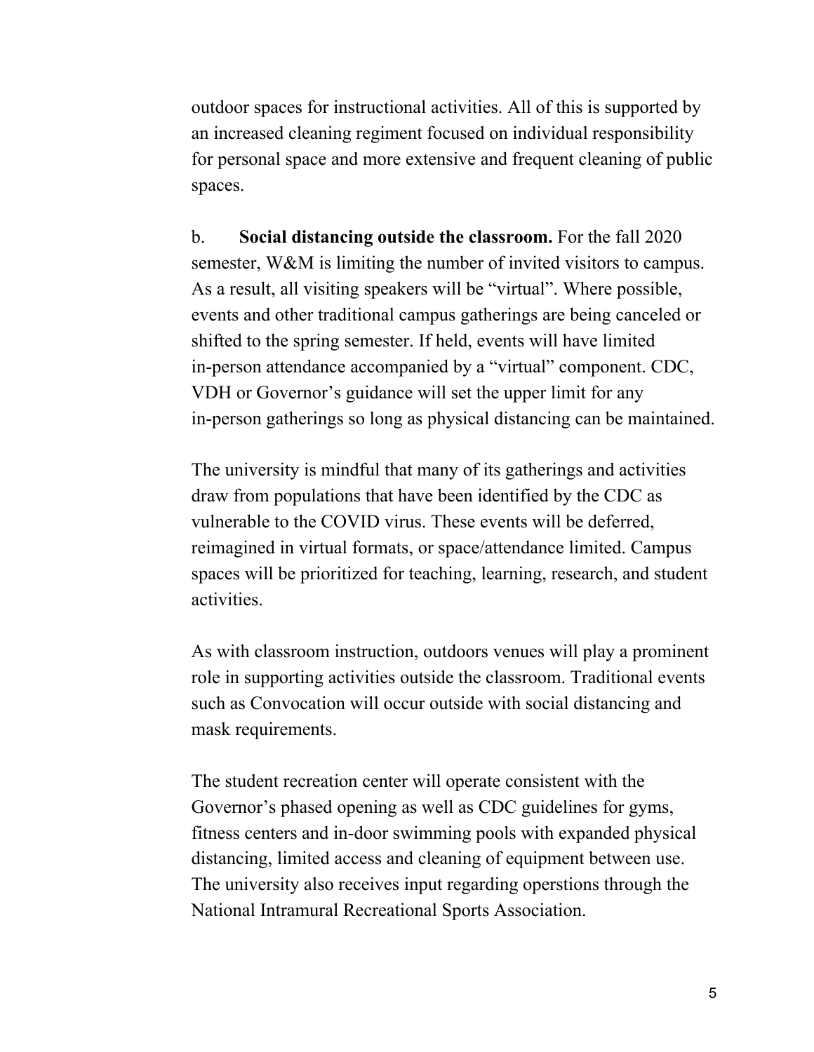outdoor spaces for instructional activities. All of this is supported by an increased cleaning regiment focused on individual responsibility for personal space and more extensive and frequent cleaning of public spaces.

b. **Social distancing outside the classroom.** For the fall 2020 semester, W&M is limiting the number of invited visitors to campus. As a result, all visiting speakers will be "virtual". Where possible, events and other traditional campus gatherings are being canceled or shifted to the spring semester. If held, events will have limited in-person attendance accompanied by a "virtual" component. CDC, VDH or Governor's guidance will set the upper limit for any in-person gatherings so long as physical distancing can be maintained.

The university is mindful that many of its gatherings and activities draw from populations that have been identified by the CDC as vulnerable to the COVID virus. These events will be deferred, reimagined in virtual formats, or space/attendance limited. Campus spaces will be prioritized for teaching, learning, research, and student activities.

As with classroom instruction, outdoors venues will play a prominent role in supporting activities outside the classroom. Traditional events such as Convocation will occur outside with social distancing and mask requirements.

The student recreation center will operate consistent with the Governor's phased opening as well as CDC guidelines for gyms, fitness centers and in-door swimming pools with expanded physical distancing, limited access and cleaning of equipment between use. The university also receives input regarding operstions through the National Intramural Recreational Sports Association.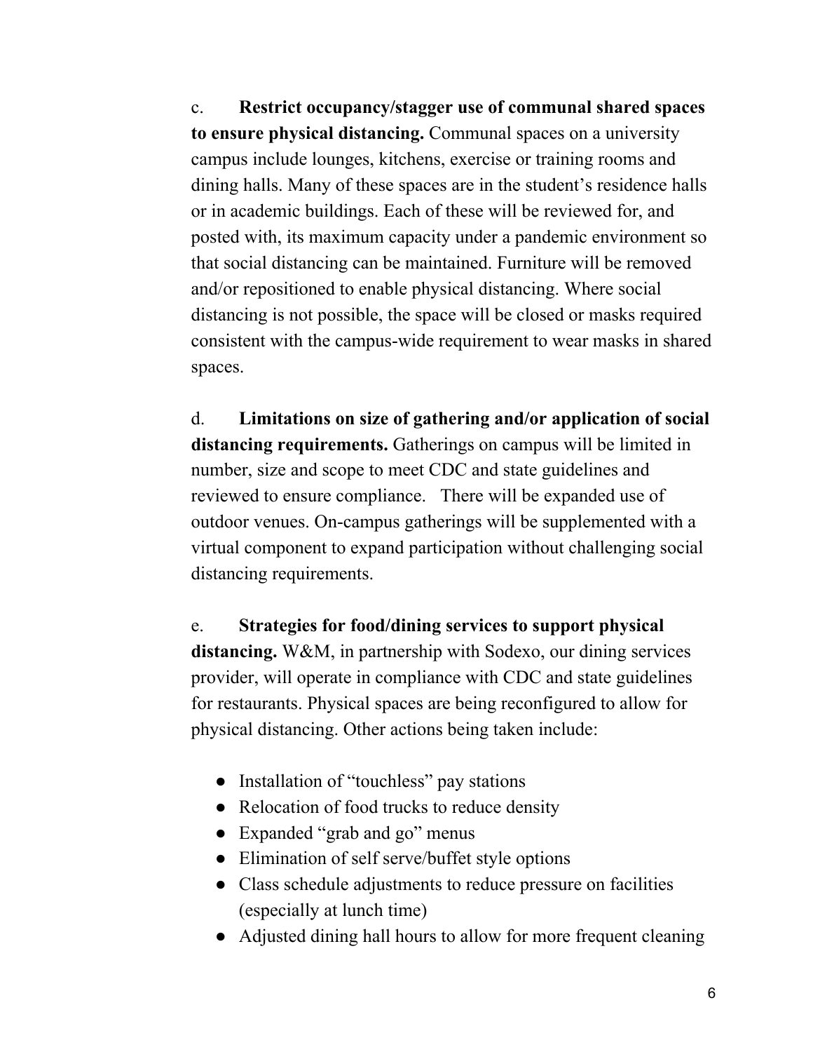c. **Restrict occupancy/stagger use of communal shared spaces to ensure physical distancing.** Communal spaces on a university campus include lounges, kitchens, exercise or training rooms and dining halls. Many of these spaces are in the student's residence halls or in academic buildings. Each of these will be reviewed for, and posted with, its maximum capacity under a pandemic environment so that social distancing can be maintained. Furniture will be removed and/or repositioned to enable physical distancing. Where social distancing is not possible, the space will be closed or masks required consistent with the campus-wide requirement to wear masks in shared spaces.

d. **Limitations on size of gathering and/or application of social distancing requirements.** Gatherings on campus will be limited in number, size and scope to meet CDC and state guidelines and reviewed to ensure compliance. There will be expanded use of outdoor venues. On-campus gatherings will be supplemented with a virtual component to expand participation without challenging social distancing requirements.

e. **Strategies for food/dining services to support physical distancing.** W&M, in partnership with Sodexo, our dining services provider, will operate in compliance with CDC and state guidelines for restaurants. Physical spaces are being reconfigured to allow for physical distancing. Other actions being taken include:

- Installation of "touchless" pay stations
- Relocation of food trucks to reduce density
- Expanded "grab and go" menus
- Elimination of self serve/buffet style options
- Class schedule adjustments to reduce pressure on facilities (especially at lunch time)
- Adjusted dining hall hours to allow for more frequent cleaning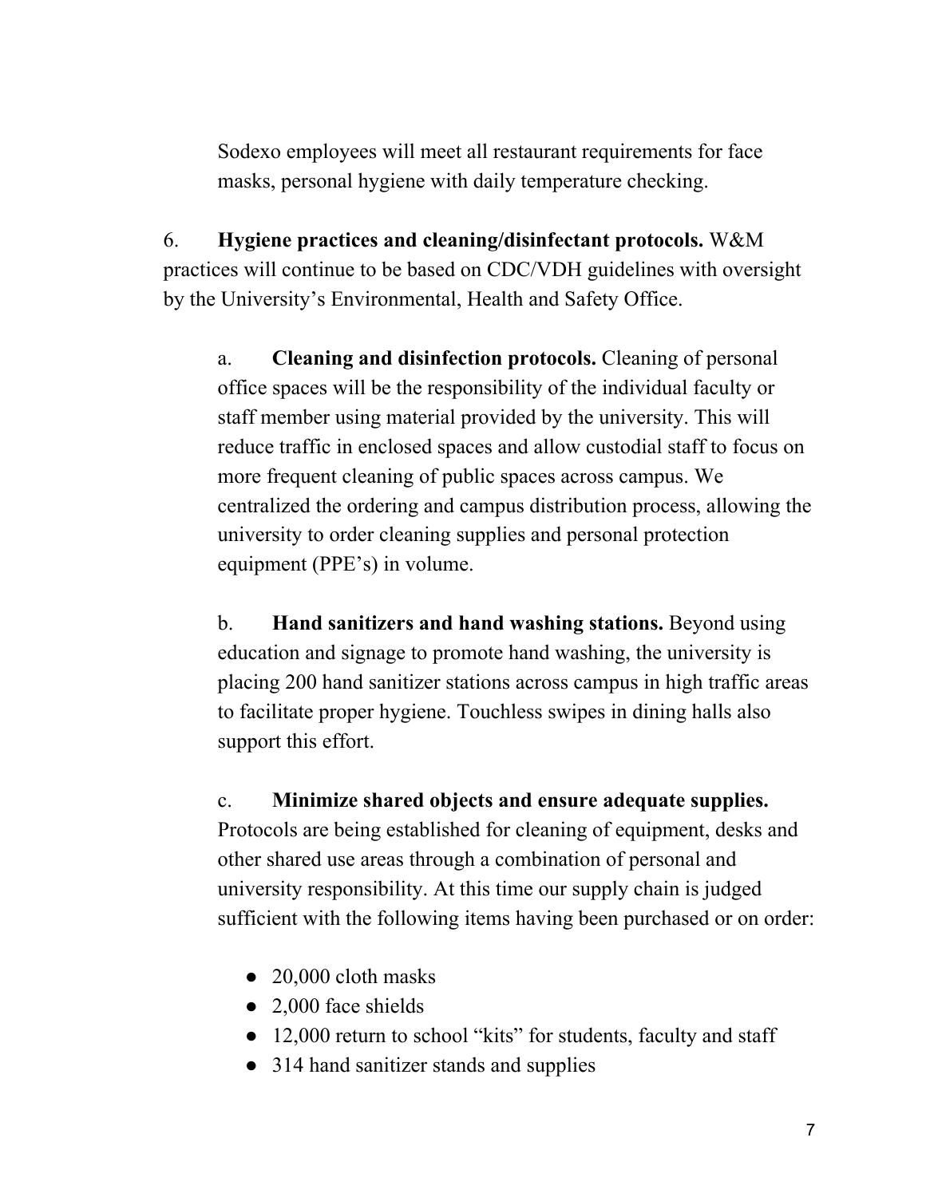Sodexo employees will meet all restaurant requirements for face masks, personal hygiene with daily temperature checking.

6. **Hygiene practices and cleaning/disinfectant protocols.** W&M practices will continue to be based on CDC/VDH guidelines with oversight by the University's Environmental, Health and Safety Office.

a. **Cleaning and disinfection protocols.** Cleaning of personal office spaces will be the responsibility of the individual faculty or staff member using material provided by the university. This will reduce traffic in enclosed spaces and allow custodial staff to focus on more frequent cleaning of public spaces across campus. We centralized the ordering and campus distribution process, allowing the university to order cleaning supplies and personal protection equipment (PPE's) in volume.

b. **Hand sanitizers and hand washing stations.** Beyond using education and signage to promote hand washing, the university is placing 200 hand sanitizer stations across campus in high traffic areas to facilitate proper hygiene. Touchless swipes in dining halls also support this effort.

c. **Minimize shared objects and ensure adequate supplies.** Protocols are being established for cleaning of equipment, desks and other shared use areas through a combination of personal and university responsibility. At this time our supply chain is judged sufficient with the following items having been purchased or on order:

- 20,000 cloth masks
- 2,000 face shields
- 12,000 return to school "kits" for students, faculty and staff
- 314 hand sanitizer stands and supplies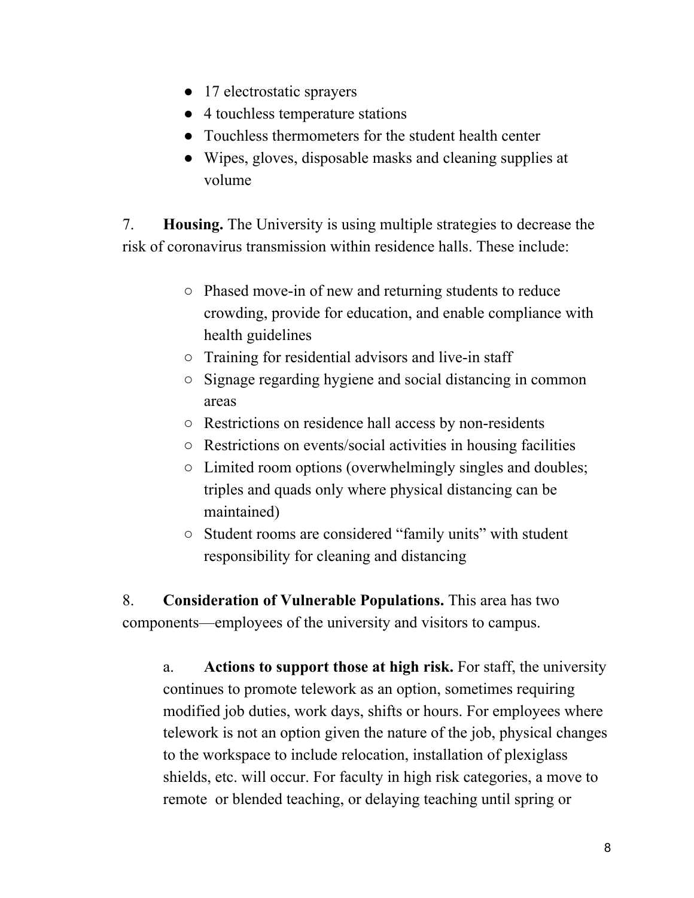- 17 electrostatic sprayers
- 4 touchless temperature stations
- Touchless thermometers for the student health center
- Wipes, gloves, disposable masks and cleaning supplies at volume

7. **Housing.** The University is using multiple strategies to decrease the risk of coronavirus transmission within residence halls. These include:

  - Phased move-in of new and returning students to reduce crowding, provide for education, and enable compliance with health guidelines
  - Training for residential advisors and live-in staff
  - Signage regarding hygiene and social distancing in common areas
  - Restrictions on residence hall access by non-residents
  - Restrictions on events/social activities in housing facilities
  - Limited room options (overwhelmingly singles and doubles; triples and quads only where physical distancing can be maintained)
  - Student rooms are considered “family units” with student responsibility for cleaning and distancing

8. **Consideration of Vulnerable Populations.** This area has two components—employees of the university and visitors to campus.

   a. **Actions to support those at high risk.** For staff, the university continues to promote telework as an option, sometimes requiring modified job duties, work days, shifts or hours. For employees where telework is not an option given the nature of the job, physical changes to the workspace to include relocation, installation of plexiglass shields, etc. will occur. For faculty in high risk categories, a move to remote or blended teaching, or delaying teaching until spring or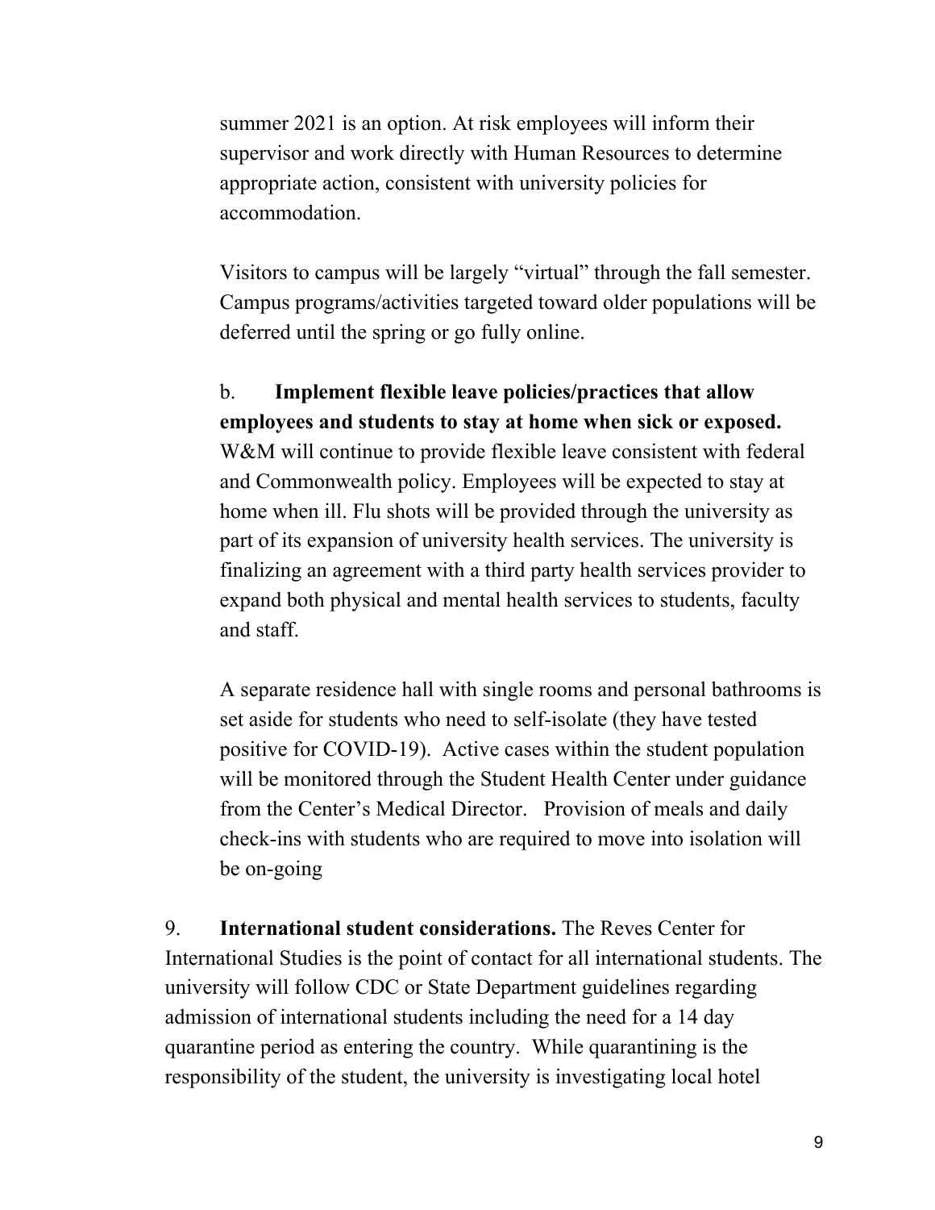summer 2021 is an option. At risk employees will inform their supervisor and work directly with Human Resources to determine appropriate action, consistent with university policies for accommodation.

Visitors to campus will be largely “virtual” through the fall semester. Campus programs/activities targeted toward older populations will be deferred until the spring or go fully online.

b. **Implement flexible leave policies/practices that allow employees and students to stay at home when sick or exposed.** W&M will continue to provide flexible leave consistent with federal and Commonwealth policy. Employees will be expected to stay at home when ill. Flu shots will be provided through the university as part of its expansion of university health services. The university is finalizing an agreement with a third party health services provider to expand both physical and mental health services to students, faculty and staff.

A separate residence hall with single rooms and personal bathrooms is set aside for students who need to self-isolate (they have tested positive for COVID-19). Active cases within the student population will be monitored through the Student Health Center under guidance from the Center’s Medical Director. Provision of meals and daily check-ins with students who are required to move into isolation will be on-going

9. **International student considerations.** The Reves Center for International Studies is the point of contact for all international students. The university will follow CDC or State Department guidelines regarding admission of international students including the need for a 14 day quarantine period as entering the country. While quarantining is the responsibility of the student, the university is investigating local hotel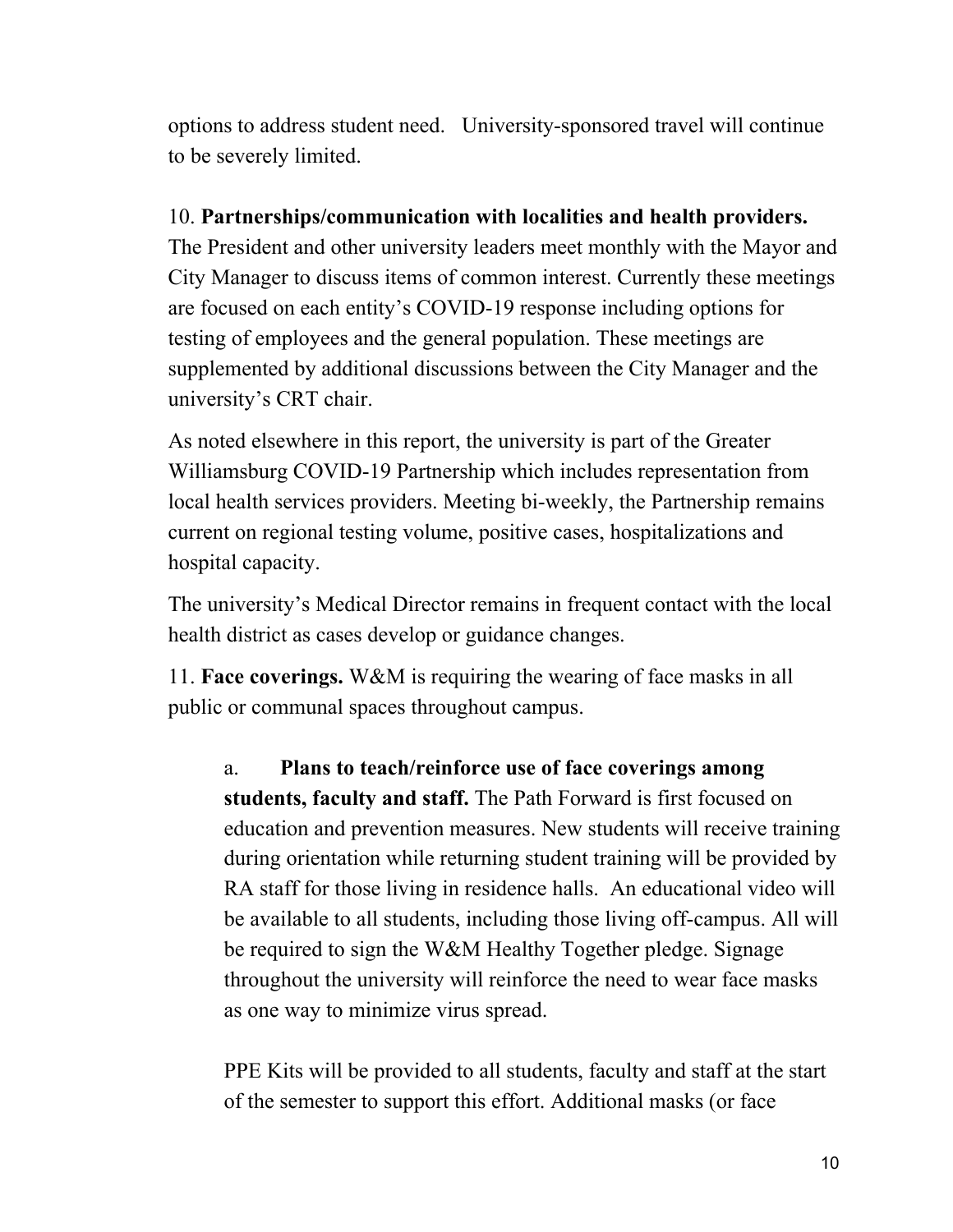options to address student need. University-sponsored travel will continue to be severely limited.

10. **Partnerships/communication with localities and health providers.** The President and other university leaders meet monthly with the Mayor and City Manager to discuss items of common interest. Currently these meetings are focused on each entity's COVID-19 response including options for testing of employees and the general population. These meetings are supplemented by additional discussions between the City Manager and the university's CRT chair.

As noted elsewhere in this report, the university is part of the Greater Williamsburg COVID-19 Partnership which includes representation from local health services providers. Meeting bi-weekly, the Partnership remains current on regional testing volume, positive cases, hospitalizations and hospital capacity.

The university's Medical Director remains in frequent contact with the local health district as cases develop or guidance changes.

11. **Face coverings.** W&M is requiring the wearing of face masks in all public or communal spaces throughout campus.

a. **Plans to teach/reinforce use of face coverings among students, faculty and staff.** The Path Forward is first focused on education and prevention measures. New students will receive training during orientation while returning student training will be provided by RA staff for those living in residence halls. An educational video will be available to all students, including those living off-campus. All will be required to sign the W&M Healthy Together pledge. Signage throughout the university will reinforce the need to wear face masks as one way to minimize virus spread.

PPE Kits will be provided to all students, faculty and staff at the start of the semester to support this effort. Additional masks (or face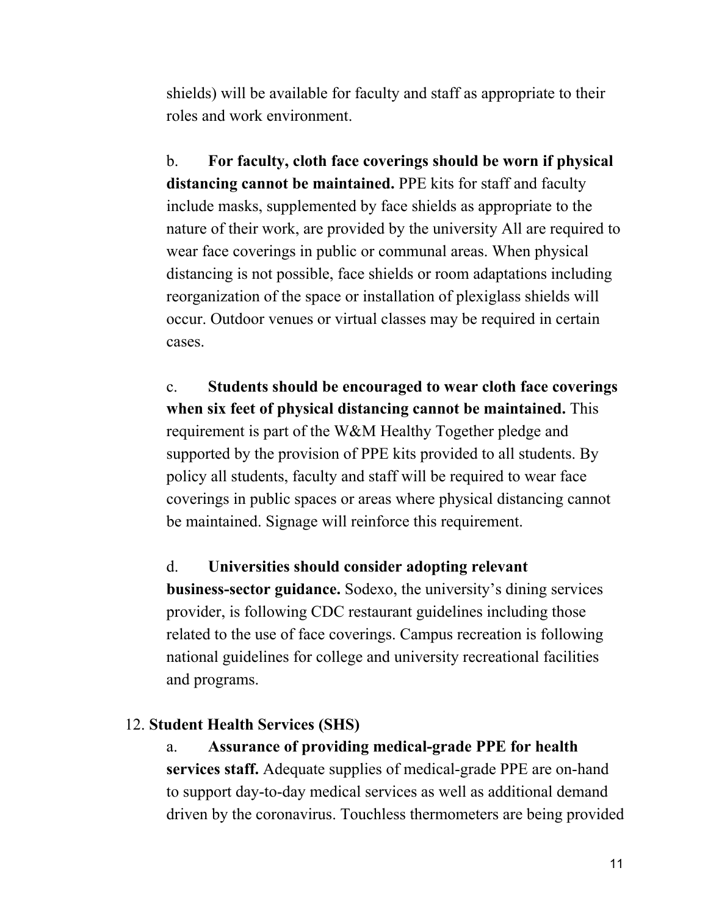shields) will be available for faculty and staff as appropriate to their roles and work environment.

b. **For faculty, cloth face coverings should be worn if physical distancing cannot be maintained.** PPE kits for staff and faculty include masks, supplemented by face shields as appropriate to the nature of their work, are provided by the university All are required to wear face coverings in public or communal areas. When physical distancing is not possible, face shields or room adaptations including reorganization of the space or installation of plexiglass shields will occur. Outdoor venues or virtual classes may be required in certain cases.

c. **Students should be encouraged to wear cloth face coverings when six feet of physical distancing cannot be maintained.** This requirement is part of the W&M Healthy Together pledge and supported by the provision of PPE kits provided to all students. By policy all students, faculty and staff will be required to wear face coverings in public spaces or areas where physical distancing cannot be maintained. Signage will reinforce this requirement.

d. **Universities should consider adopting relevant business-sector guidance.** Sodexo, the university's dining services provider, is following CDC restaurant guidelines including those related to the use of face coverings. Campus recreation is following national guidelines for college and university recreational facilities and programs.

12. **Student Health Services (SHS)**

a. **Assurance of providing medical-grade PPE for health services staff.** Adequate supplies of medical-grade PPE are on-hand to support day-to-day medical services as well as additional demand driven by the coronavirus. Touchless thermometers are being provided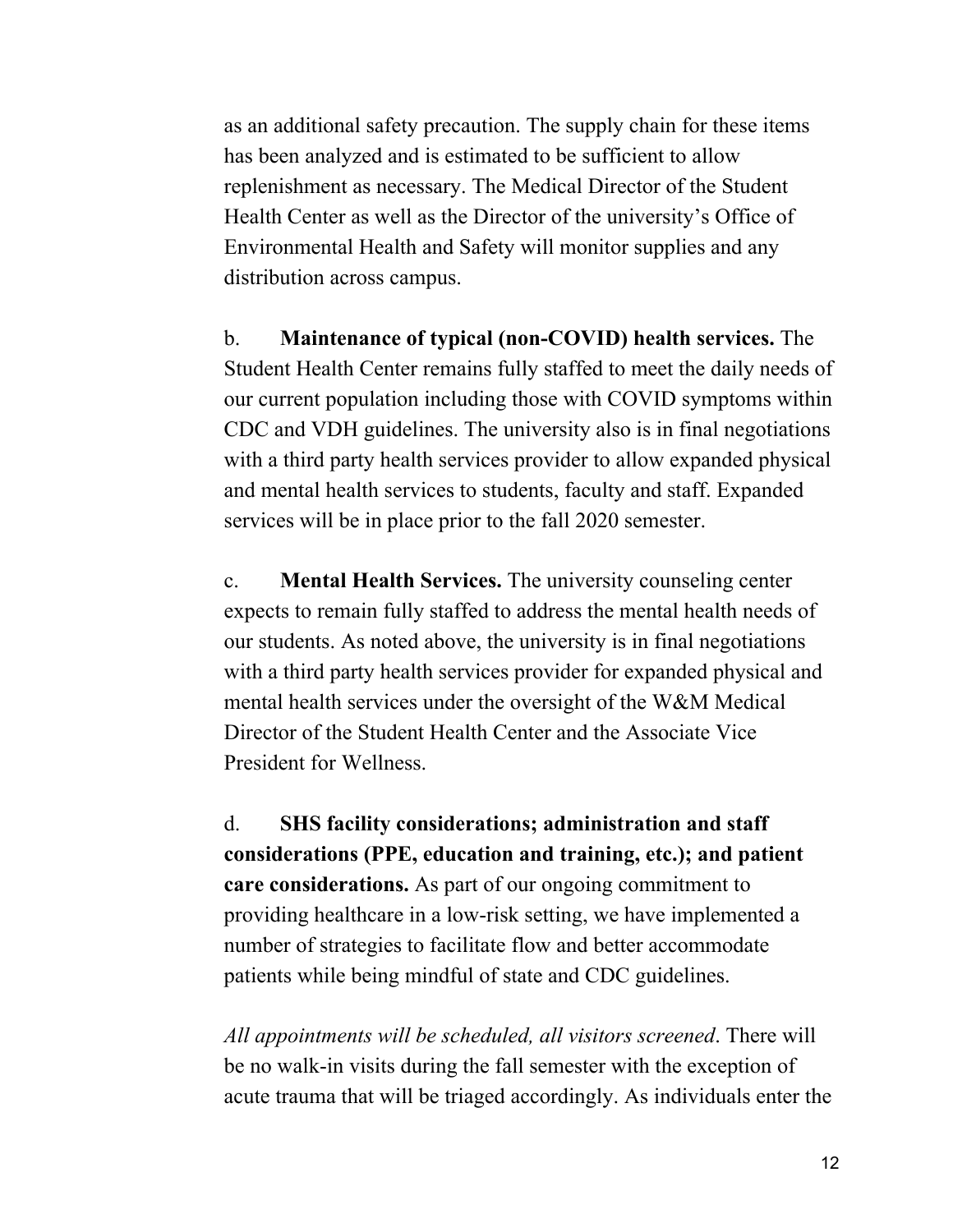as an additional safety precaution. The supply chain for these items has been analyzed and is estimated to be sufficient to allow replenishment as necessary. The Medical Director of the Student Health Center as well as the Director of the university's Office of Environmental Health and Safety will monitor supplies and any distribution across campus.

b. **Maintenance of typical (non-COVID) health services.** The Student Health Center remains fully staffed to meet the daily needs of our current population including those with COVID symptoms within CDC and VDH guidelines. The university also is in final negotiations with a third party health services provider to allow expanded physical and mental health services to students, faculty and staff. Expanded services will be in place prior to the fall 2020 semester.

c. **Mental Health Services.** The university counseling center expects to remain fully staffed to address the mental health needs of our students. As noted above, the university is in final negotiations with a third party health services provider for expanded physical and mental health services under the oversight of the W&M Medical Director of the Student Health Center and the Associate Vice President for Wellness.

d. **SHS facility considerations; administration and staff considerations (PPE, education and training, etc.); and patient care considerations.** As part of our ongoing commitment to providing healthcare in a low-risk setting, we have implemented a number of strategies to facilitate flow and better accommodate patients while being mindful of state and CDC guidelines.

*All appointments will be scheduled, all visitors screened*. There will be no walk-in visits during the fall semester with the exception of acute trauma that will be triaged accordingly. As individuals enter the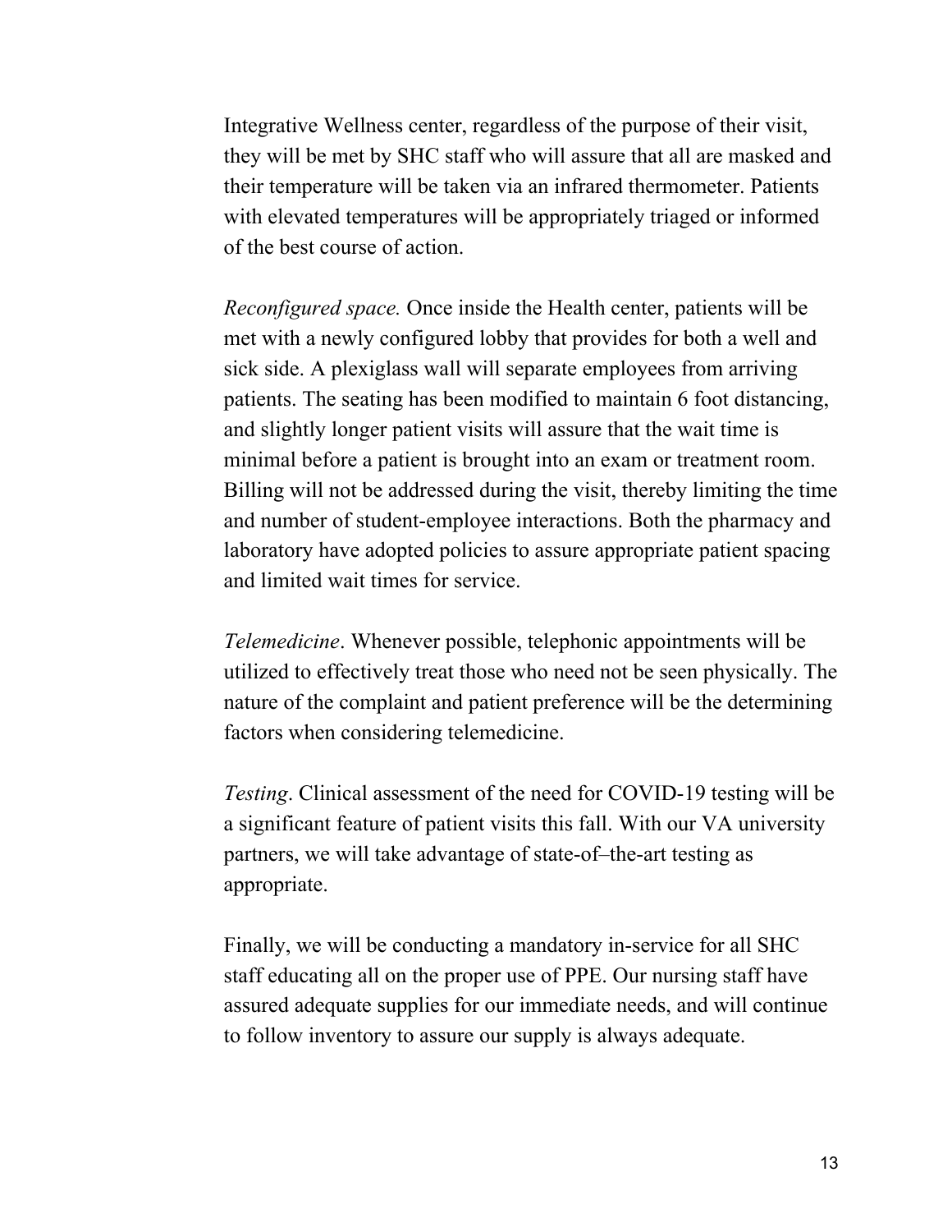Integrative Wellness center, regardless of the purpose of their visit, they will be met by SHC staff who will assure that all are masked and their temperature will be taken via an infrared thermometer. Patients with elevated temperatures will be appropriately triaged or informed of the best course of action.

*Reconfigured space.* Once inside the Health center, patients will be met with a newly configured lobby that provides for both a well and sick side. A plexiglass wall will separate employees from arriving patients. The seating has been modified to maintain 6 foot distancing, and slightly longer patient visits will assure that the wait time is minimal before a patient is brought into an exam or treatment room. Billing will not be addressed during the visit, thereby limiting the time and number of student-employee interactions. Both the pharmacy and laboratory have adopted policies to assure appropriate patient spacing and limited wait times for service.

*Telemedicine*. Whenever possible, telephonic appointments will be utilized to effectively treat those who need not be seen physically. The nature of the complaint and patient preference will be the determining factors when considering telemedicine.

*Testing*. Clinical assessment of the need for COVID-19 testing will be a significant feature of patient visits this fall. With our VA university partners, we will take advantage of state-of–the-art testing as appropriate.

Finally, we will be conducting a mandatory in-service for all SHC staff educating all on the proper use of PPE. Our nursing staff have assured adequate supplies for our immediate needs, and will continue to follow inventory to assure our supply is always adequate.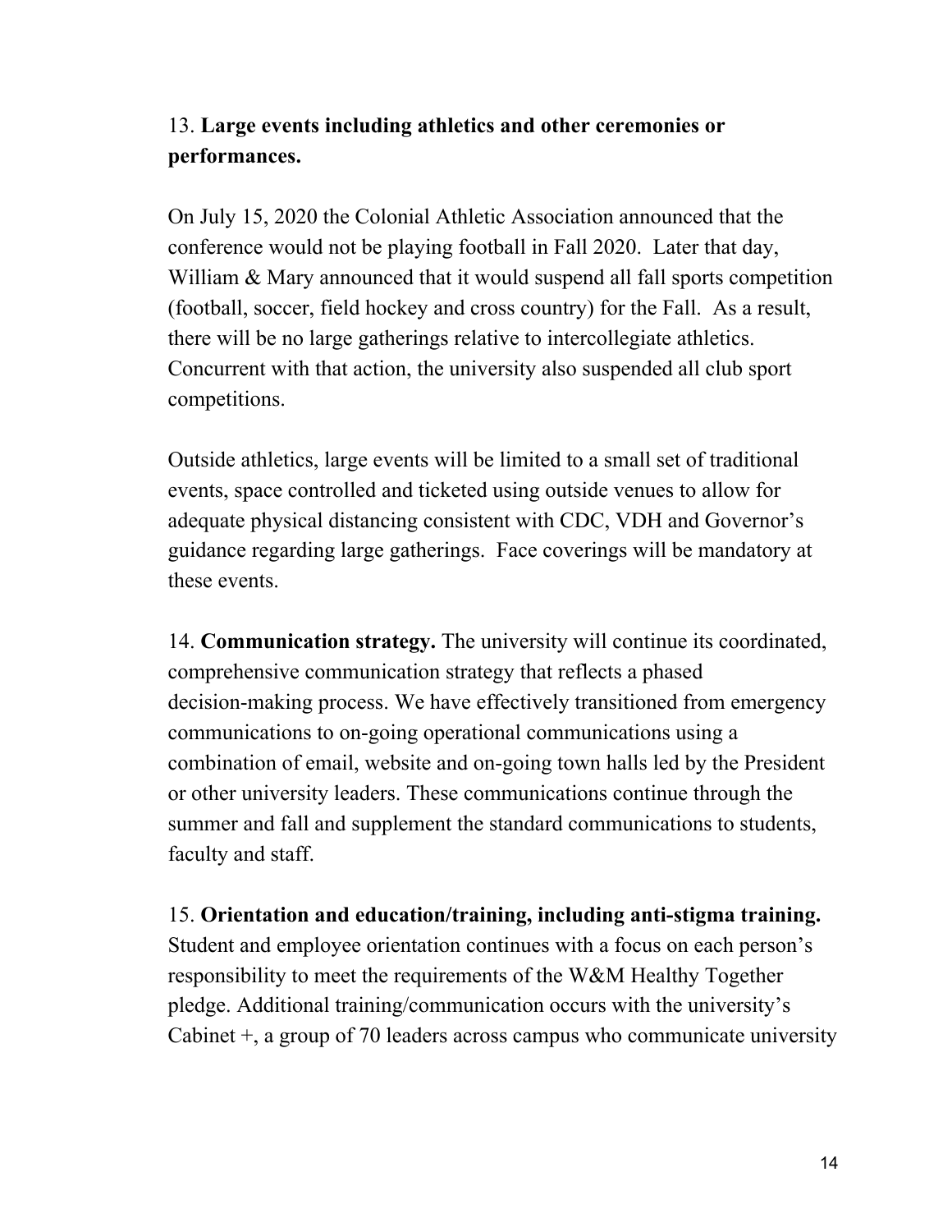13. **Large events including athletics and other ceremonies or performances.**

On July 15, 2020 the Colonial Athletic Association announced that the conference would not be playing football in Fall 2020. Later that day, William & Mary announced that it would suspend all fall sports competition (football, soccer, field hockey and cross country) for the Fall. As a result, there will be no large gatherings relative to intercollegiate athletics. Concurrent with that action, the university also suspended all club sport competitions.

Outside athletics, large events will be limited to a small set of traditional events, space controlled and ticketed using outside venues to allow for adequate physical distancing consistent with CDC, VDH and Governor's guidance regarding large gatherings. Face coverings will be mandatory at these events.

14. **Communication strategy.** The university will continue its coordinated, comprehensive communication strategy that reflects a phased decision-making process. We have effectively transitioned from emergency communications to on-going operational communications using a combination of email, website and on-going town halls led by the President or other university leaders. These communications continue through the summer and fall and supplement the standard communications to students, faculty and staff.

15. **Orientation and education/training, including anti-stigma training.** Student and employee orientation continues with a focus on each person's responsibility to meet the requirements of the W&M Healthy Together pledge. Additional training/communication occurs with the university's Cabinet +, a group of 70 leaders across campus who communicate university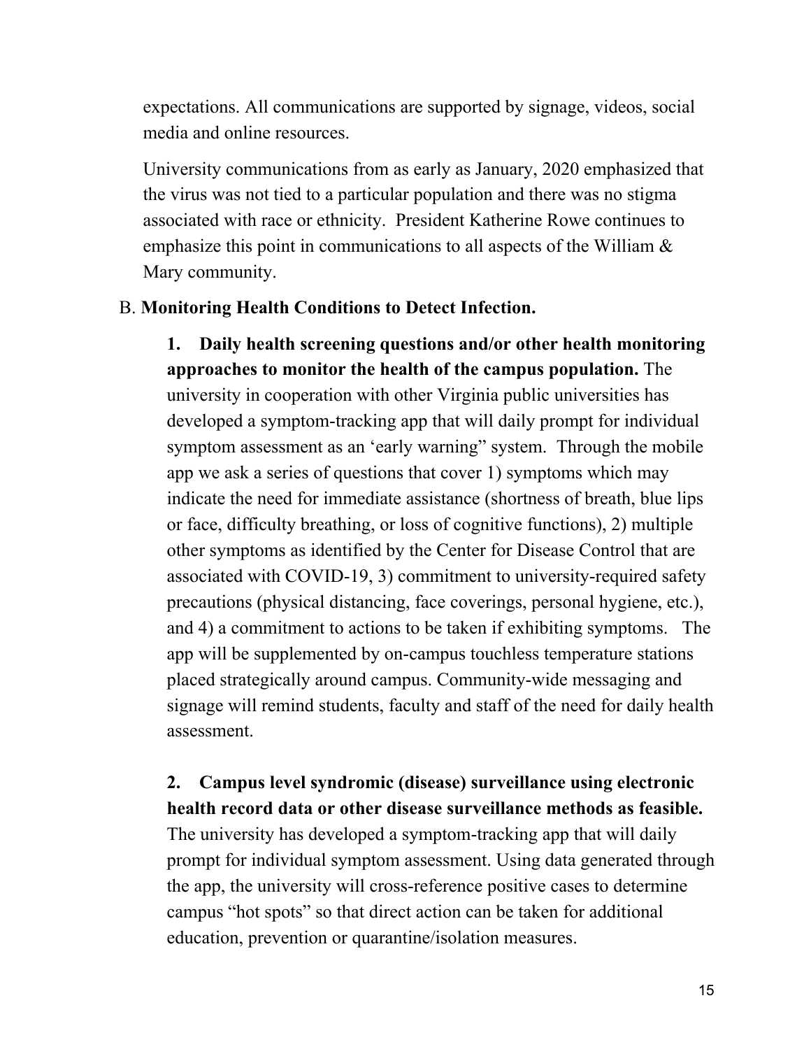expectations. All communications are supported by signage, videos, social media and online resources.

University communications from as early as January, 2020 emphasized that the virus was not tied to a particular population and there was no stigma associated with race or ethnicity. President Katherine Rowe continues to emphasize this point in communications to all aspects of the William & Mary community.

B. **Monitoring Health Conditions to Detect Infection.**

**1. Daily health screening questions and/or other health monitoring approaches to monitor the health of the campus population.** The university in cooperation with other Virginia public universities has developed a symptom-tracking app that will daily prompt for individual symptom assessment as an 'early warning" system. Through the mobile app we ask a series of questions that cover 1) symptoms which may indicate the need for immediate assistance (shortness of breath, blue lips or face, difficulty breathing, or loss of cognitive functions), 2) multiple other symptoms as identified by the Center for Disease Control that are associated with COVID-19, 3) commitment to university-required safety precautions (physical distancing, face coverings, personal hygiene, etc.), and 4) a commitment to actions to be taken if exhibiting symptoms. The app will be supplemented by on-campus touchless temperature stations placed strategically around campus. Community-wide messaging and signage will remind students, faculty and staff of the need for daily health assessment.

**2. Campus level syndromic (disease) surveillance using electronic health record data or other disease surveillance methods as feasible.** The university has developed a symptom-tracking app that will daily prompt for individual symptom assessment. Using data generated through the app, the university will cross-reference positive cases to determine campus "hot spots" so that direct action can be taken for additional education, prevention or quarantine/isolation measures.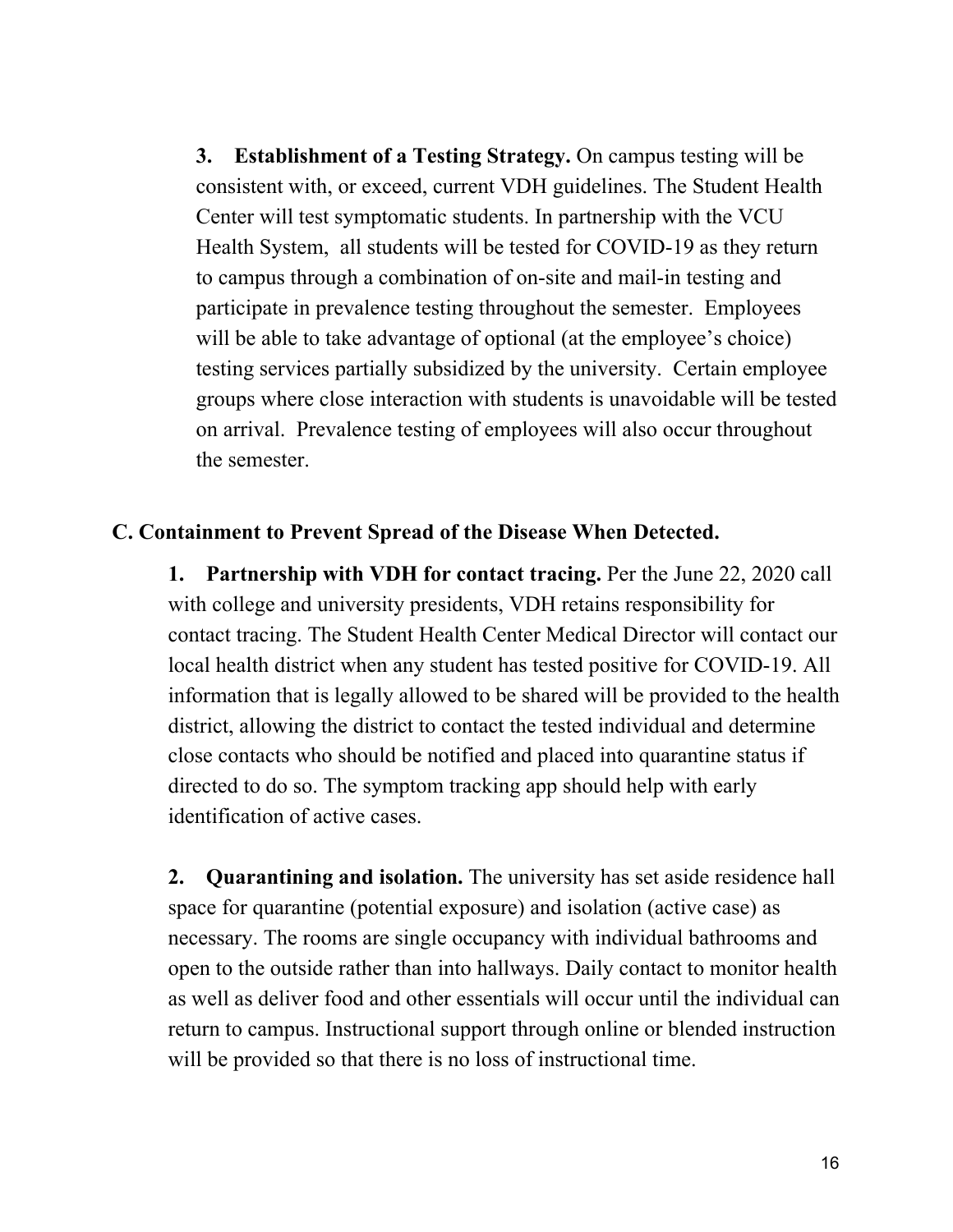**3. Establishment of a Testing Strategy.** On campus testing will be consistent with, or exceed, current VDH guidelines. The Student Health Center will test symptomatic students. In partnership with the VCU Health System, all students will be tested for COVID-19 as they return to campus through a combination of on-site and mail-in testing and participate in prevalence testing throughout the semester. Employees will be able to take advantage of optional (at the employee's choice) testing services partially subsidized by the university. Certain employee groups where close interaction with students is unavoidable will be tested on arrival. Prevalence testing of employees will also occur throughout the semester.

## C. Containment to Prevent Spread of the Disease When Detected.

**1. Partnership with VDH for contact tracing.** Per the June 22, 2020 call with college and university presidents, VDH retains responsibility for contact tracing. The Student Health Center Medical Director will contact our local health district when any student has tested positive for COVID-19. All information that is legally allowed to be shared will be provided to the health district, allowing the district to contact the tested individual and determine close contacts who should be notified and placed into quarantine status if directed to do so. The symptom tracking app should help with early identification of active cases.

**2. Quarantining and isolation.** The university has set aside residence hall space for quarantine (potential exposure) and isolation (active case) as necessary. The rooms are single occupancy with individual bathrooms and open to the outside rather than into hallways. Daily contact to monitor health as well as deliver food and other essentials will occur until the individual can return to campus. Instructional support through online or blended instruction will be provided so that there is no loss of instructional time.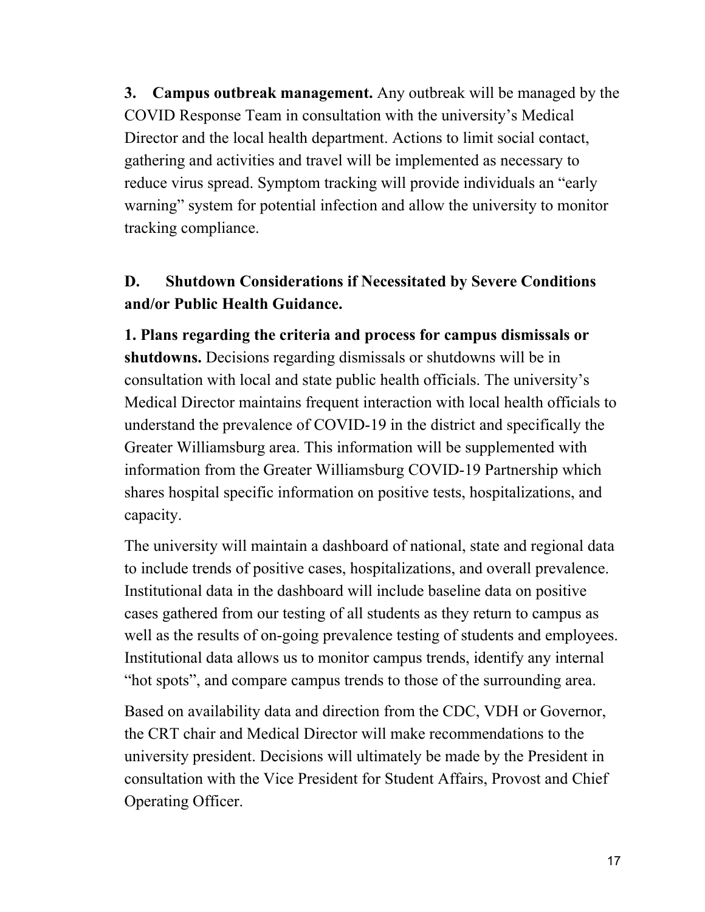**3. Campus outbreak management.** Any outbreak will be managed by the COVID Response Team in consultation with the university's Medical Director and the local health department. Actions to limit social contact, gathering and activities and travel will be implemented as necessary to reduce virus spread. Symptom tracking will provide individuals an "early warning" system for potential infection and allow the university to monitor tracking compliance.

## D. Shutdown Considerations if Necessitated by Severe Conditions and/or Public Health Guidance.

**1. Plans regarding the criteria and process for campus dismissals or shutdowns.** Decisions regarding dismissals or shutdowns will be in consultation with local and state public health officials. The university's Medical Director maintains frequent interaction with local health officials to understand the prevalence of COVID-19 in the district and specifically the Greater Williamsburg area. This information will be supplemented with information from the Greater Williamsburg COVID-19 Partnership which shares hospital specific information on positive tests, hospitalizations, and capacity.

The university will maintain a dashboard of national, state and regional data to include trends of positive cases, hospitalizations, and overall prevalence. Institutional data in the dashboard will include baseline data on positive cases gathered from our testing of all students as they return to campus as well as the results of on-going prevalence testing of students and employees. Institutional data allows us to monitor campus trends, identify any internal "hot spots", and compare campus trends to those of the surrounding area.

Based on availability data and direction from the CDC, VDH or Governor, the CRT chair and Medical Director will make recommendations to the university president. Decisions will ultimately be made by the President in consultation with the Vice President for Student Affairs, Provost and Chief Operating Officer.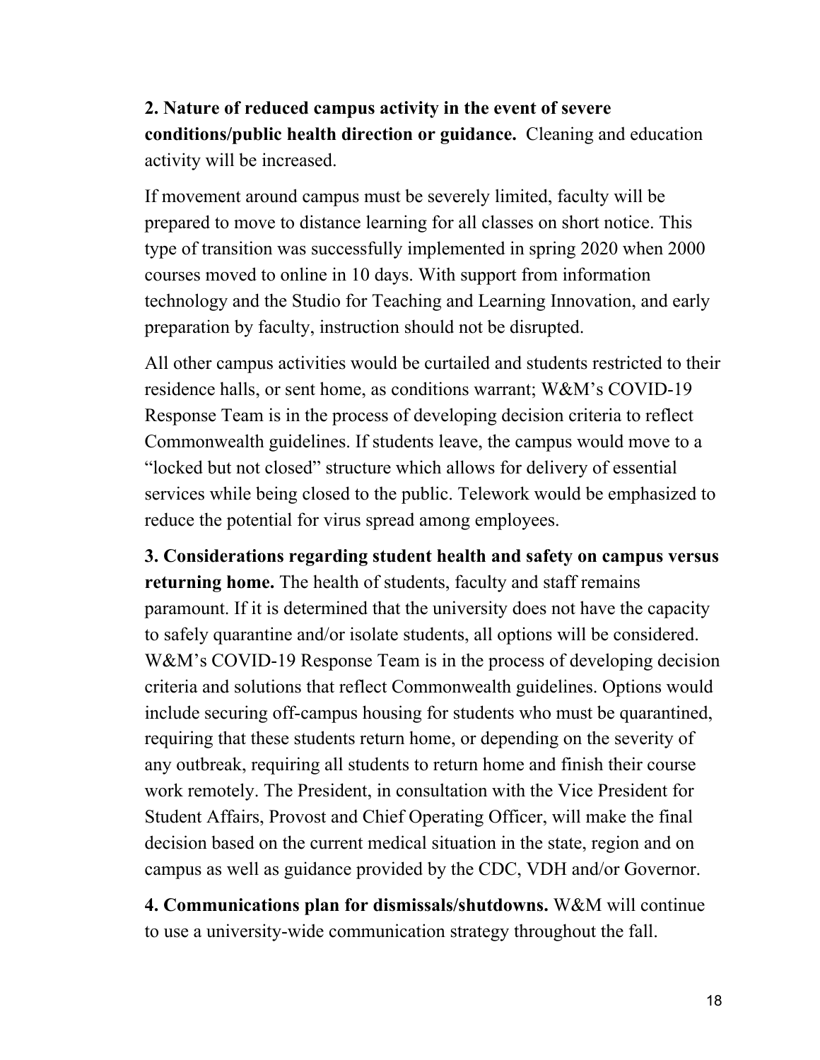**2. Nature of reduced campus activity in the event of severe conditions/public health direction or guidance.** Cleaning and education activity will be increased.

If movement around campus must be severely limited, faculty will be prepared to move to distance learning for all classes on short notice. This type of transition was successfully implemented in spring 2020 when 2000 courses moved to online in 10 days. With support from information technology and the Studio for Teaching and Learning Innovation, and early preparation by faculty, instruction should not be disrupted.

All other campus activities would be curtailed and students restricted to their residence halls, or sent home, as conditions warrant; W&M's COVID-19 Response Team is in the process of developing decision criteria to reflect Commonwealth guidelines. If students leave, the campus would move to a "locked but not closed" structure which allows for delivery of essential services while being closed to the public. Telework would be emphasized to reduce the potential for virus spread among employees.

**3. Considerations regarding student health and safety on campus versus returning home.** The health of students, faculty and staff remains paramount. If it is determined that the university does not have the capacity to safely quarantine and/or isolate students, all options will be considered. W&M's COVID-19 Response Team is in the process of developing decision criteria and solutions that reflect Commonwealth guidelines. Options would include securing off-campus housing for students who must be quarantined, requiring that these students return home, or depending on the severity of any outbreak, requiring all students to return home and finish their course work remotely. The President, in consultation with the Vice President for Student Affairs, Provost and Chief Operating Officer, will make the final decision based on the current medical situation in the state, region and on campus as well as guidance provided by the CDC, VDH and/or Governor.

**4. Communications plan for dismissals/shutdowns.** W&M will continue to use a university-wide communication strategy throughout the fall.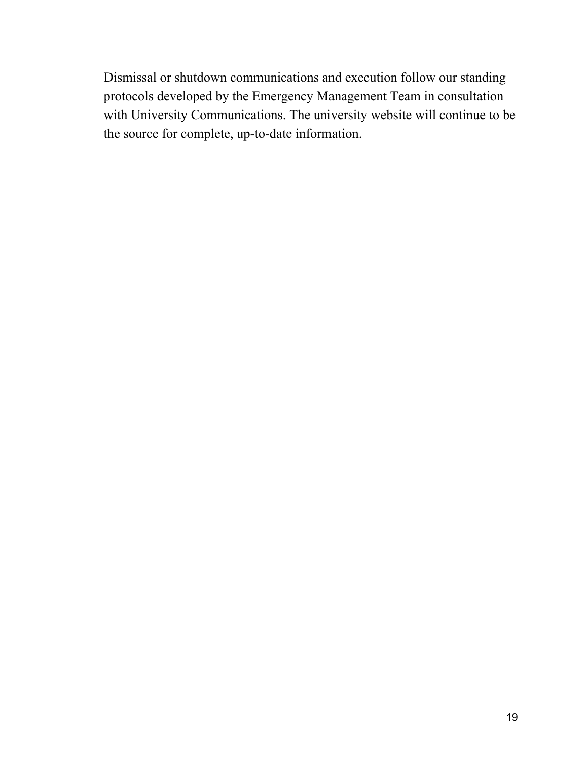Dismissal or shutdown communications and execution follow our standing protocols developed by the Emergency Management Team in consultation with University Communications. The university website will continue to be the source for complete, up-to-date information.